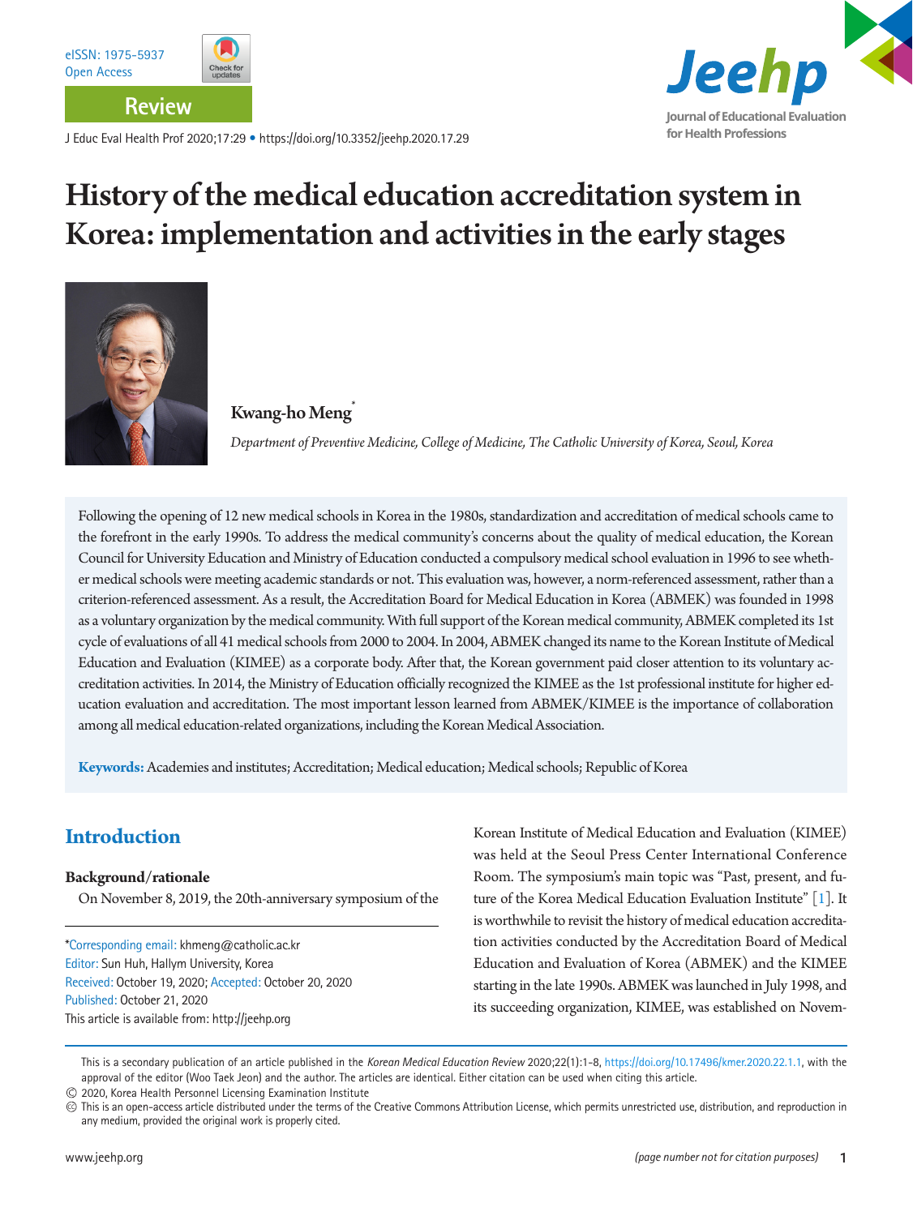eISSN: 1975-5937
Open Access

Review

J Educ Eval Health Prof 2020;17:29 • https://doi.org/10.3352/jeehp.2020.17.29

# History of the medical education accreditation system in Korea: implementation and activities in the early stages

**Kwang-ho Meng***

*Department of Preventive Medicine, College of Medicine, The Catholic University of Korea, Seoul, Korea*

Following the opening of 12 new medical schools in Korea in the 1980s, standardization and accreditation of medical schools came to the forefront in the early 1990s. To address the medical community's concerns about the quality of medical education, the Korean Council for University Education and Ministry of Education conducted a compulsory medical school evaluation in 1996 to see whether medical schools were meeting academic standards or not. This evaluation was, however, a norm-referenced assessment, rather than a criterion-referenced assessment. As a result, the Accreditation Board for Medical Education in Korea (ABMEK) was founded in 1998 as a voluntary organization by the medical community. With full support of the Korean medical community, ABMEK completed its 1st cycle of evaluations of all 41 medical schools from 2000 to 2004. In 2004, ABMEK changed its name to the Korean Institute of Medical Education and Evaluation (KIMEE) as a corporate body. After that, the Korean government paid closer attention to its voluntary accreditation activities. In 2014, the Ministry of Education officially recognized the KIMEE as the 1st professional institute for higher education evaluation and accreditation. The most important lesson learned from ABMEK/KIMEE is the importance of collaboration among all medical education-related organizations, including the Korean Medical Association.

**Keywords:** Academies and institutes; Accreditation; Medical education; Medical schools; Republic of Korea

## Introduction

### Background/rationale

On November 8, 2019, the 20th-anniversary symposium of the Korean Institute of Medical Education and Evaluation (KIMEE) was held at the Seoul Press Center International Conference Room. The symposium's main topic was "Past, present, and future of the Korea Medical Education Evaluation Institute" [1]. It is worthwhile to revisit the history of medical education accreditation activities conducted by the Accreditation Board of Medical Education and Evaluation of Korea (ABMEK) and the KIMEE starting in the late 1990s. ABMEK was launched in July 1998, and its succeeding organization, KIMEE, was established on Novem-

*Corresponding email: khmeng@catholic.ac.kr
Editor: Sun Huh, Hallym University, Korea
Received: October 19, 2020; Accepted: October 20, 2020
Published: October 21, 2020
This article is available from: http://jeehp.org

This is a secondary publication of an article published in the *Korean Medical Education Review* 2020;22(1):1-8, https://doi.org/10.17496/kmer.2020.22.1.1, with the approval of the editor (Woo Taek Jeon) and the author. The articles are identical. Either citation can be used when citing this article.

© 2020, Korea Health Personnel Licensing Examination Institute

This is an open-access article distributed under the terms of the Creative Commons Attribution License, which permits unrestricted use, distribution, and reproduction in any medium, provided the original work is properly cited.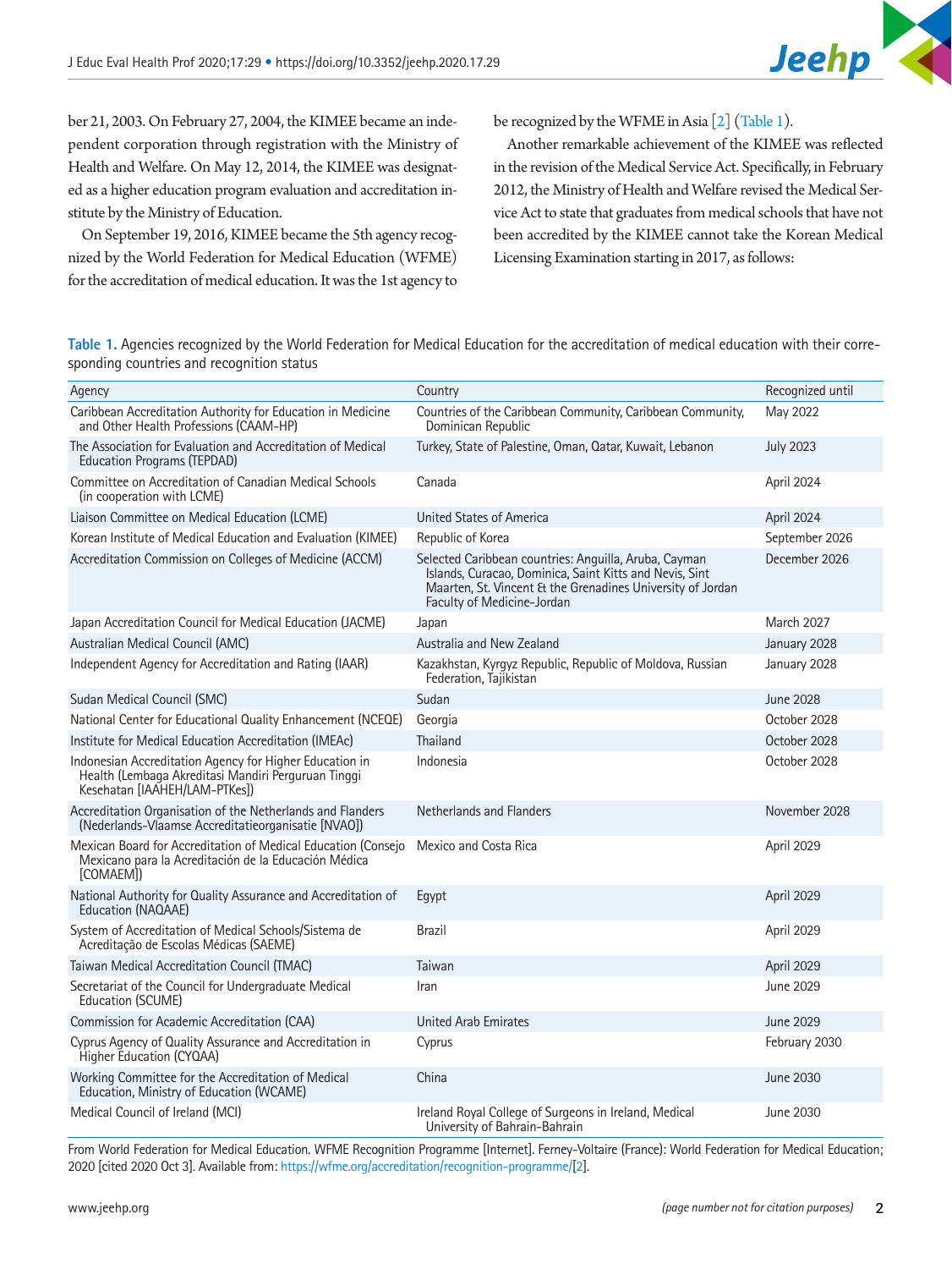ber 21, 2003. On February 27, 2004, the KIMEE became an independent corporation through registration with the Ministry of Health and Welfare. On May 12, 2014, the KIMEE was designated as a higher education program evaluation and accreditation institute by the Ministry of Education.

On September 19, 2016, KIMEE became the 5th agency recognized by the World Federation for Medical Education (WFME) for the accreditation of medical education. It was the 1st agency to be recognized by the WFME in Asia [2] (Table 1).

Another remarkable achievement of the KIMEE was reflected in the revision of the Medical Service Act. Specifically, in February 2012, the Ministry of Health and Welfare revised the Medical Service Act to state that graduates from medical schools that have not been accredited by the KIMEE cannot take the Korean Medical Licensing Examination starting in 2017, as follows:

**Table 1.** Agencies recognized by the World Federation for Medical Education for the accreditation of medical education with their corresponding countries and recognition status

| Agency | Country | Recognized until |
|---|---|---|
| Caribbean Accreditation Authority for Education in Medicine and Other Health Professions (CAAM-HP) | Countries of the Caribbean Community, Caribbean Community, Dominican Republic | May 2022 |
| The Association for Evaluation and Accreditation of Medical Education Programs (TEPDAD) | Turkey, State of Palestine, Oman, Qatar, Kuwait, Lebanon | July 2023 |
| Committee on Accreditation of Canadian Medical Schools (in cooperation with LCME) | Canada | April 2024 |
| Liaison Committee on Medical Education (LCME) | United States of America | April 2024 |
| Korean Institute of Medical Education and Evaluation (KIMEE) | Republic of Korea | September 2026 |
| Accreditation Commission on Colleges of Medicine (ACCM) | Selected Caribbean countries: Anguilla, Aruba, Cayman Islands, Curacao, Dominica, Saint Kitts and Nevis, Sint Maarten, St. Vincent & the Grenadines University of Jordan Faculty of Medicine-Jordan | December 2026 |
| Japan Accreditation Council for Medical Education (JACME) | Japan | March 2027 |
| Australian Medical Council (AMC) | Australia and New Zealand | January 2028 |
| Independent Agency for Accreditation and Rating (IAAR) | Kazakhstan, Kyrgyz Republic, Republic of Moldova, Russian Federation, Tajikistan | January 2028 |
| Sudan Medical Council (SMC) | Sudan | June 2028 |
| National Center for Educational Quality Enhancement (NCEQE) | Georgia | October 2028 |
| Institute for Medical Education Accreditation (IMEAc) | Thailand | October 2028 |
| Indonesian Accreditation Agency for Higher Education in Health (Lembaga Akreditasi Mandiri Perguruan Tinggi Kesehatan [IAAHEH/LAM-PTKes]) | Indonesia | October 2028 |
| Accreditation Organisation of the Netherlands and Flanders (Nederlands-Vlaamse Accreditatieorganisatie [NVAO]) | Netherlands and Flanders | November 2028 |
| Mexican Board for Accreditation of Medical Education (Consejo Mexicano para la Acreditación de la Educación Médica [COMAEM]) | Mexico and Costa Rica | April 2029 |
| National Authority for Quality Assurance and Accreditation of Education (NAQAAE) | Egypt | April 2029 |
| System of Accreditation of Medical Schools/Sistema de Acreditação de Escolas Médicas (SAEME) | Brazil | April 2029 |
| Taiwan Medical Accreditation Council (TMAC) | Taiwan | April 2029 |
| Secretariat of the Council for Undergraduate Medical Education (SCUME) | Iran | June 2029 |
| Commission for Academic Accreditation (CAA) | United Arab Emirates | June 2029 |
| Cyprus Agency of Quality Assurance and Accreditation in Higher Education (CYQAA) | Cyprus | February 2030 |
| Working Committee for the Accreditation of Medical Education, Ministry of Education (WCAME) | China | June 2030 |
| Medical Council of Ireland (MCI) | Ireland Royal College of Surgeons in Ireland, Medical University of Bahrain-Bahrain | June 2030 |

From World Federation for Medical Education. WFME Recognition Programme [Internet]. Ferney-Voltaire (France): World Federation for Medical Education; 2020 [cited 2020 Oct 3]. Available from: https://wfme.org/accreditation/recognition-programme/[2].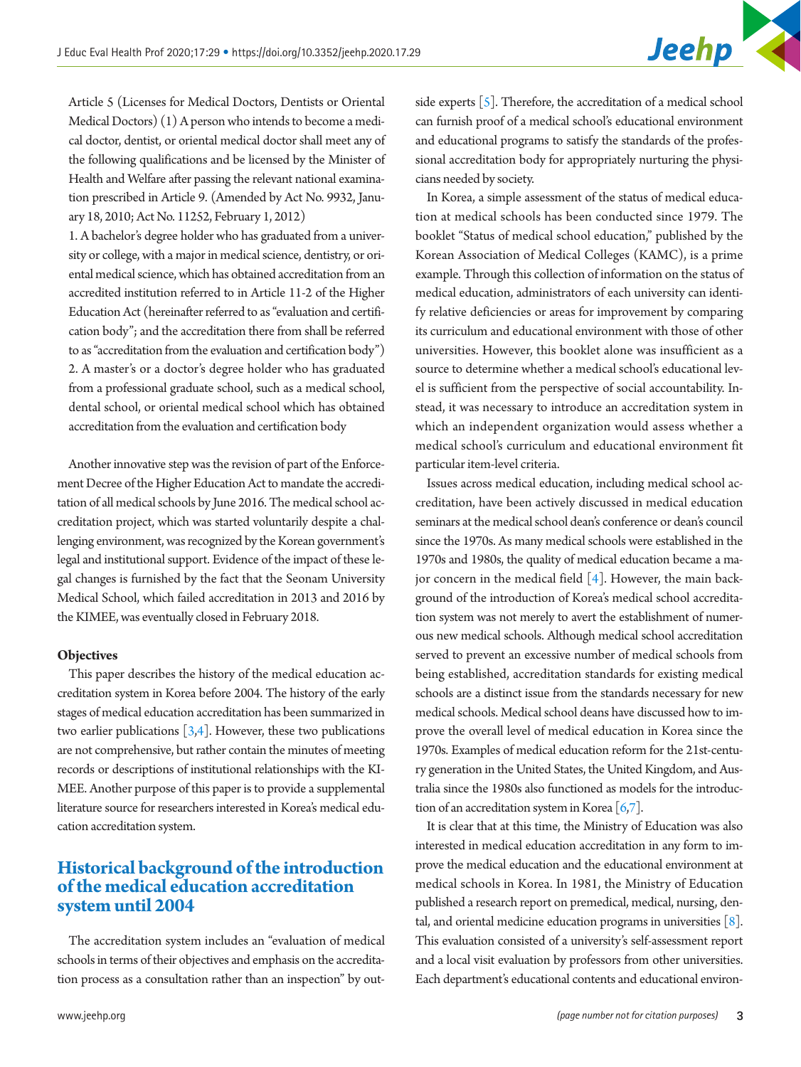Article 5 (Licenses for Medical Doctors, Dentists or Oriental Medical Doctors) (1) A person who intends to become a medical doctor, dentist, or oriental medical doctor shall meet any of the following qualifications and be licensed by the Minister of Health and Welfare after passing the relevant national examination prescribed in Article 9. (Amended by Act No. 9932, January 18, 2010; Act No. 11252, February 1, 2012)

1. A bachelor's degree holder who has graduated from a university or college, with a major in medical science, dentistry, or oriental medical science, which has obtained accreditation from an accredited institution referred to in Article 11-2 of the Higher Education Act (hereinafter referred to as "evaluation and certification body"; and the accreditation there from shall be referred to as "accreditation from the evaluation and certification body")
2. A master's or a doctor's degree holder who has graduated from a professional graduate school, such as a medical school, dental school, or oriental medical school which has obtained accreditation from the evaluation and certification body

Another innovative step was the revision of part of the Enforcement Decree of the Higher Education Act to mandate the accreditation of all medical schools by June 2016. The medical school accreditation project, which was started voluntarily despite a challenging environment, was recognized by the Korean government's legal and institutional support. Evidence of the impact of these legal changes is furnished by the fact that the Seonam University Medical School, which failed accreditation in 2013 and 2016 by the KIMEE, was eventually closed in February 2018.

**Objectives**

This paper describes the history of the medical education accreditation system in Korea before 2004. The history of the early stages of medical education accreditation has been summarized in two earlier publications [3,4]. However, these two publications are not comprehensive, but rather contain the minutes of meeting records or descriptions of institutional relationships with the KIMEE. Another purpose of this paper is to provide a supplemental literature source for researchers interested in Korea's medical education accreditation system.

## Historical background of the introduction of the medical education accreditation system until 2004

The accreditation system includes an "evaluation of medical schools in terms of their objectives and emphasis on the accreditation process as a consultation rather than an inspection" by outside experts [5]. Therefore, the accreditation of a medical school can furnish proof of a medical school's educational environment and educational programs to satisfy the standards of the professional accreditation body for appropriately nurturing the physicians needed by society.

In Korea, a simple assessment of the status of medical education at medical schools has been conducted since 1979. The booklet "Status of medical school education," published by the Korean Association of Medical Colleges (KAMC), is a prime example. Through this collection of information on the status of medical education, administrators of each university can identify relative deficiencies or areas for improvement by comparing its curriculum and educational environment with those of other universities. However, this booklet alone was insufficient as a source to determine whether a medical school's educational level is sufficient from the perspective of social accountability. Instead, it was necessary to introduce an accreditation system in which an independent organization would assess whether a medical school's curriculum and educational environment fit particular item-level criteria.

Issues across medical education, including medical school accreditation, have been actively discussed in medical education seminars at the medical school dean's conference or dean's council since the 1970s. As many medical schools were established in the 1970s and 1980s, the quality of medical education became a major concern in the medical field [4]. However, the main background of the introduction of Korea's medical school accreditation system was not merely to avert the establishment of numerous new medical schools. Although medical school accreditation served to prevent an excessive number of medical schools from being established, accreditation standards for existing medical schools are a distinct issue from the standards necessary for new medical schools. Medical school deans have discussed how to improve the overall level of medical education in Korea since the 1970s. Examples of medical education reform for the 21st-century generation in the United States, the United Kingdom, and Australia since the 1980s also functioned as models for the introduction of an accreditation system in Korea [6,7].

It is clear that at this time, the Ministry of Education was also interested in medical education accreditation in any form to improve the medical education and the educational environment at medical schools in Korea. In 1981, the Ministry of Education published a research report on premedical, medical, nursing, dental, and oriental medicine education programs in universities [8]. This evaluation consisted of a university's self-assessment report and a local visit evaluation by professors from other universities. Each department's educational contents and educational environ-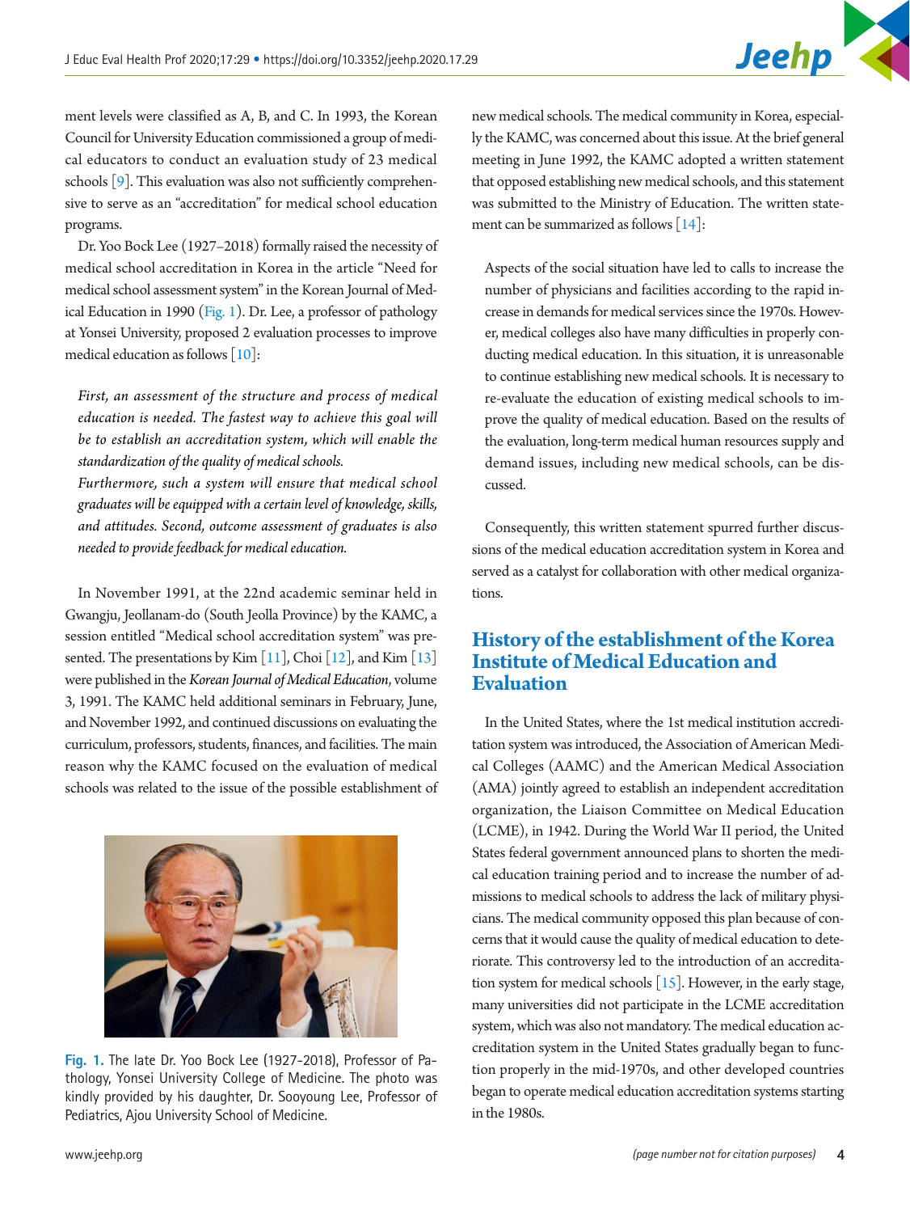ment levels were classified as A, B, and C. In 1993, the Korean Council for University Education commissioned a group of medical educators to conduct an evaluation study of 23 medical schools [9]. This evaluation was also not sufficiently comprehensive to serve as an "accreditation" for medical school education programs.

Dr. Yoo Bock Lee (1927–2018) formally raised the necessity of medical school accreditation in Korea in the article "Need for medical school assessment system" in the Korean Journal of Medical Education in 1990 (Fig. 1). Dr. Lee, a professor of pathology at Yonsei University, proposed 2 evaluation processes to improve medical education as follows [10]:

> *First, an assessment of the structure and process of medical education is needed. The fastest way to achieve this goal will be to establish an accreditation system, which will enable the standardization of the quality of medical schools.*
> *Furthermore, such a system will ensure that medical school graduates will be equipped with a certain level of knowledge, skills, and attitudes. Second, outcome assessment of graduates is also needed to provide feedback for medical education.*

In November 1991, at the 22nd academic seminar held in Gwangju, Jeollanam-do (South Jeolla Province) by the KAMC, a session entitled "Medical school accreditation system" was presented. The presentations by Kim [11], Choi [12], and Kim [13] were published in the *Korean Journal of Medical Education*, volume 3, 1991. The KAMC held additional seminars in February, June, and November 1992, and continued discussions on evaluating the curriculum, professors, students, finances, and facilities. The main reason why the KAMC focused on the evaluation of medical schools was related to the issue of the possible establishment of new medical schools. The medical community in Korea, especially the KAMC, was concerned about this issue. At the brief general meeting in June 1992, the KAMC adopted a written statement that opposed establishing new medical schools, and this statement was submitted to the Ministry of Education. The written statement can be summarized as follows [14]:

> Aspects of the social situation have led to calls to increase the number of physicians and facilities according to the rapid increase in demands for medical services since the 1970s. However, medical colleges also have many difficulties in properly conducting medical education. In this situation, it is unreasonable to continue establishing new medical schools. It is necessary to re-evaluate the education of existing medical schools to improve the quality of medical education. Based on the results of the evaluation, long-term medical human resources supply and demand issues, including new medical schools, can be discussed.

Fig. 1. The late Dr. Yoo Bock Lee (1927-2018), Professor of Pathology, Yonsei University College of Medicine. The photo was kindly provided by his daughter, Dr. Sooyoung Lee, Professor of Pediatrics, Ajou University School of Medicine.

Consequently, this written statement spurred further discussions of the medical education accreditation system in Korea and served as a catalyst for collaboration with other medical organizations.

## History of the establishment of the Korea Institute of Medical Education and Evaluation

In the United States, where the 1st medical institution accreditation system was introduced, the Association of American Medical Colleges (AAMC) and the American Medical Association (AMA) jointly agreed to establish an independent accreditation organization, the Liaison Committee on Medical Education (LCME), in 1942. During the World War II period, the United States federal government announced plans to shorten the medical education training period and to increase the number of admissions to medical schools to address the lack of military physicians. The medical community opposed this plan because of concerns that it would cause the quality of medical education to deteriorate. This controversy led to the introduction of an accreditation system for medical schools [15]. However, in the early stage, many universities did not participate in the LCME accreditation system, which was also not mandatory. The medical education accreditation system in the United States gradually began to function properly in the mid-1970s, and other developed countries began to operate medical education accreditation systems starting in the 1980s.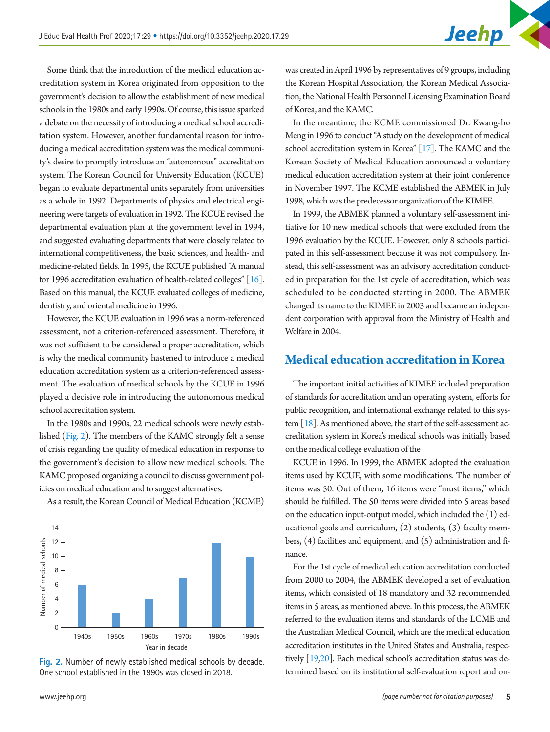Some think that the introduction of the medical education accreditation system in Korea originated from opposition to the government's decision to allow the establishment of new medical schools in the 1980s and early 1990s. Of course, this issue sparked a debate on the necessity of introducing a medical school accreditation system. However, another fundamental reason for introducing a medical accreditation system was the medical community's desire to promptly introduce an "autonomous" accreditation system. The Korean Council for University Education (KCUE) began to evaluate departmental units separately from universities as a whole in 1992. Departments of physics and electrical engineering were targets of evaluation in 1992. The KCUE revised the departmental evaluation plan at the government level in 1994, and suggested evaluating departments that were closely related to international competitiveness, the basic sciences, and health- and medicine-related fields. In 1995, the KCUE published "A manual for 1996 accreditation evaluation of health-related colleges" [16]. Based on this manual, the KCUE evaluated colleges of medicine, dentistry, and oriental medicine in 1996.

However, the KCUE evaluation in 1996 was a norm-referenced assessment, not a criterion-referenced assessment. Therefore, it was not sufficient to be considered a proper accreditation, which is why the medical community hastened to introduce a medical education accreditation system as a criterion-referenced assessment. The evaluation of medical schools by the KCUE in 1996 played a decisive role in introducing the autonomous medical school accreditation system.

In the 1980s and 1990s, 22 medical schools were newly established (Fig. 2). The members of the KAMC strongly felt a sense of crisis regarding the quality of medical education in response to the government's decision to allow new medical schools. The KAMC proposed organizing a council to discuss government policies on medical education and to suggest alternatives.

As a result, the Korean Council of Medical Education (KCME) was created in April 1996 by representatives of 9 groups, including the Korean Hospital Association, the Korean Medical Association, the National Health Personnel Licensing Examination Board of Korea, and the KAMC.

| Year in decade | Number of medical schools |
|---|---|
| 1940s | 6 |
| 1950s | 2 |
| 1960s | 4 |
| 1970s | 7 |
| 1980s | 12 |
| 1990s | 10 |

Fig. 2. Number of newly established medical schools by decade. One school established in the 1990s was closed in 2018.

In the meantime, the KCME commissioned Dr. Kwang-ho Meng in 1996 to conduct "A study on the development of medical school accreditation system in Korea" [17]. The KAMC and the Korean Society of Medical Education announced a voluntary medical education accreditation system at their joint conference in November 1997. The KCME established the ABMEK in July 1998, which was the predecessor organization of the KIMEE.

In 1999, the ABMEK planned a voluntary self-assessment initiative for 10 new medical schools that were excluded from the 1996 evaluation by the KCUE. However, only 8 schools participated in this self-assessment because it was not compulsory. Instead, this self-assessment was an advisory accreditation conducted in preparation for the 1st cycle of accreditation, which was scheduled to be conducted starting in 2000. The ABMEK changed its name to the KIMEE in 2003 and became an independent corporation with approval from the Ministry of Health and Welfare in 2004.

## Medical education accreditation in Korea

The important initial activities of KIMEE included preparation of standards for accreditation and an operating system, efforts for public recognition, and international exchange related to this system [18]. As mentioned above, the start of the self-assessment accreditation system in Korea's medical schools was initially based on the medical college evaluation of the KCUE in 1996. In 1999, the ABMEK adopted the evaluation items used by KCUE, with some modifications. The number of items was 50. Out of them, 16 items were "must items," which should be fulfilled. The 50 items were divided into 5 areas based on the education input-output model, which included the (1) educational goals and curriculum, (2) students, (3) faculty members, (4) facilities and equipment, and (5) administration and finance.

For the 1st cycle of medical education accreditation conducted from 2000 to 2004, the ABMEK developed a set of evaluation items, which consisted of 18 mandatory and 32 recommended items in 5 areas, as mentioned above. In this process, the ABMEK referred to the evaluation items and standards of the LCME and the Australian Medical Council, which are the medical education accreditation institutes in the United States and Australia, respectively [19,20]. Each medical school's accreditation status was determined based on its institutional self-evaluation report and on-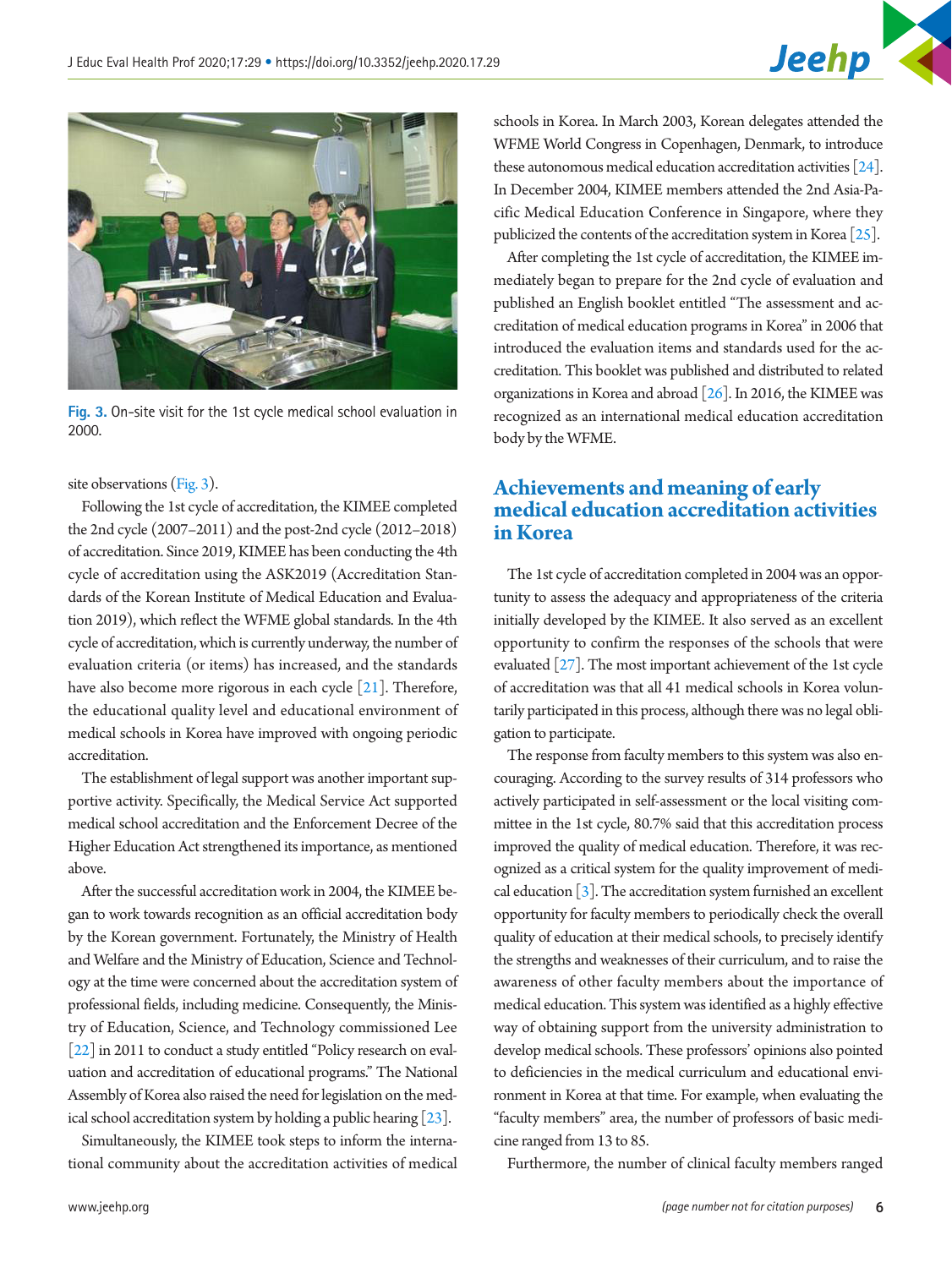Fig. 3. On-site visit for the 1st cycle medical school evaluation in 2000.

site observations (Fig. 3).

Following the 1st cycle of accreditation, the KIMEE completed the 2nd cycle (2007–2011) and the post-2nd cycle (2012–2018) of accreditation. Since 2019, KIMEE has been conducting the 4th cycle of accreditation using the ASK2019 (Accreditation Standards of the Korean Institute of Medical Education and Evaluation 2019), which reflect the WFME global standards. In the 4th cycle of accreditation, which is currently underway, the number of evaluation criteria (or items) has increased, and the standards have also become more rigorous in each cycle [21]. Therefore, the educational quality level and educational environment of medical schools in Korea have improved with ongoing periodic accreditation.

The establishment of legal support was another important supportive activity. Specifically, the Medical Service Act supported medical school accreditation and the Enforcement Decree of the Higher Education Act strengthened its importance, as mentioned above.

After the successful accreditation work in 2004, the KIMEE began to work towards recognition as an official accreditation body by the Korean government. Fortunately, the Ministry of Health and Welfare and the Ministry of Education, Science and Technology at the time were concerned about the accreditation system of professional fields, including medicine. Consequently, the Ministry of Education, Science, and Technology commissioned Lee [22] in 2011 to conduct a study entitled "Policy research on evaluation and accreditation of educational programs." The National Assembly of Korea also raised the need for legislation on the medical school accreditation system by holding a public hearing [23].

Simultaneously, the KIMEE took steps to inform the international community about the accreditation activities of medical schools in Korea. In March 2003, Korean delegates attended the WFME World Congress in Copenhagen, Denmark, to introduce these autonomous medical education accreditation activities [24]. In December 2004, KIMEE members attended the 2nd Asia-Pacific Medical Education Conference in Singapore, where they publicized the contents of the accreditation system in Korea [25].

After completing the 1st cycle of accreditation, the KIMEE immediately began to prepare for the 2nd cycle of evaluation and published an English booklet entitled "The assessment and accreditation of medical education programs in Korea" in 2006 that introduced the evaluation items and standards used for the accreditation. This booklet was published and distributed to related organizations in Korea and abroad [26]. In 2016, the KIMEE was recognized as an international medical education accreditation body by the WFME.

## Achievements and meaning of early medical education accreditation activities in Korea

The 1st cycle of accreditation completed in 2004 was an opportunity to assess the adequacy and appropriateness of the criteria initially developed by the KIMEE. It also served as an excellent opportunity to confirm the responses of the schools that were evaluated [27]. The most important achievement of the 1st cycle of accreditation was that all 41 medical schools in Korea voluntarily participated in this process, although there was no legal obligation to participate.

The response from faculty members to this system was also encouraging. According to the survey results of 314 professors who actively participated in self-assessment or the local visiting committee in the 1st cycle, 80.7% said that this accreditation process improved the quality of medical education. Therefore, it was recognized as a critical system for the quality improvement of medical education [3]. The accreditation system furnished an excellent opportunity for faculty members to periodically check the overall quality of education at their medical schools, to precisely identify the strengths and weaknesses of their curriculum, and to raise the awareness of other faculty members about the importance of medical education. This system was identified as a highly effective way of obtaining support from the university administration to develop medical schools. These professors' opinions also pointed to deficiencies in the medical curriculum and educational environment in Korea at that time. For example, when evaluating the "faculty members" area, the number of professors of basic medicine ranged from 13 to 85.

Furthermore, the number of clinical faculty members ranged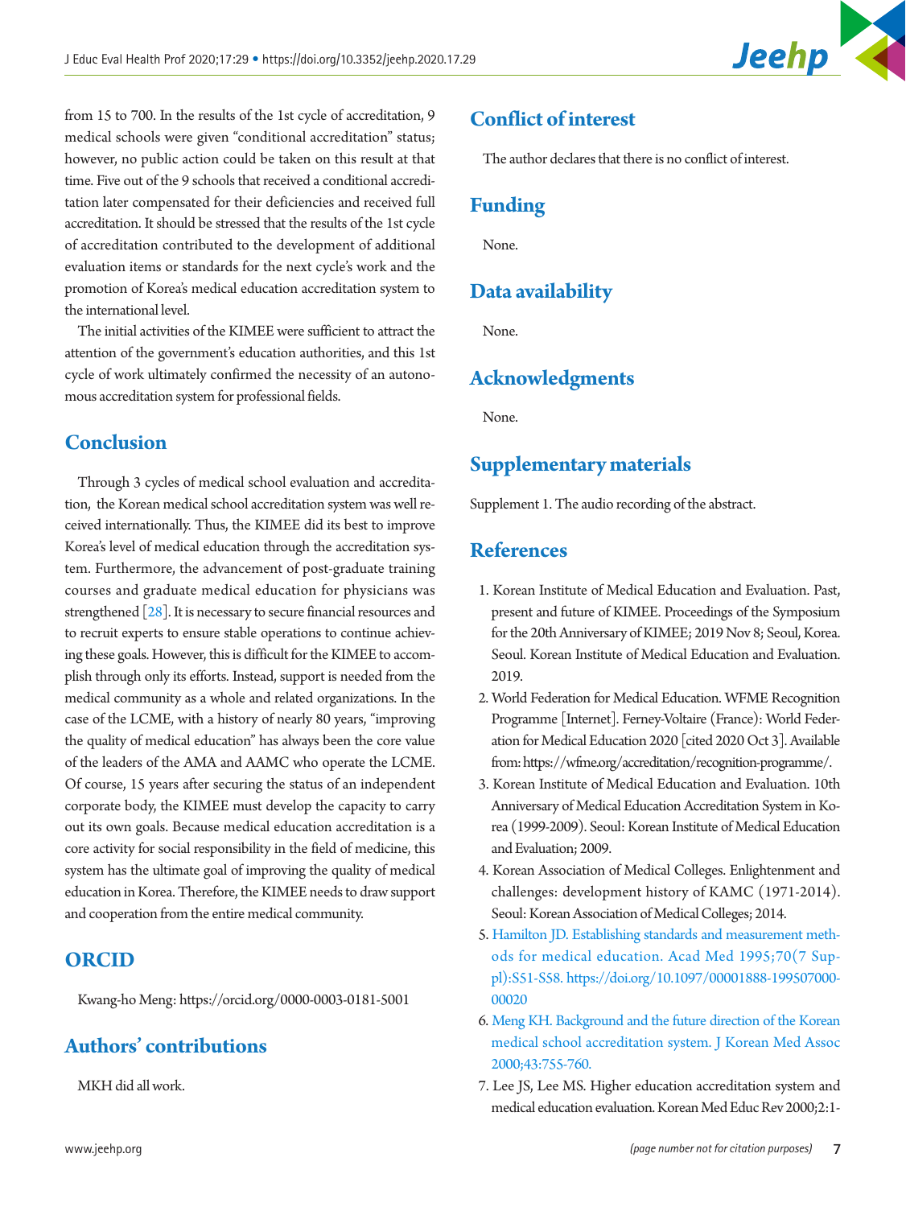from 15 to 700. In the results of the 1st cycle of accreditation, 9 medical schools were given "conditional accreditation" status; however, no public action could be taken on this result at that time. Five out of the 9 schools that received a conditional accreditation later compensated for their deficiencies and received full accreditation. It should be stressed that the results of the 1st cycle of accreditation contributed to the development of additional evaluation items or standards for the next cycle's work and the promotion of Korea's medical education accreditation system to the international level.

The initial activities of the KIMEE were sufficient to attract the attention of the government's education authorities, and this 1st cycle of work ultimately confirmed the necessity of an autonomous accreditation system for professional fields.

## Conclusion

Through 3 cycles of medical school evaluation and accreditation, the Korean medical school accreditation system was well received internationally. Thus, the KIMEE did its best to improve Korea's level of medical education through the accreditation system. Furthermore, the advancement of post-graduate training courses and graduate medical education for physicians was strengthened [28]. It is necessary to secure financial resources and to recruit experts to ensure stable operations to continue achieving these goals. However, this is difficult for the KIMEE to accomplish through only its efforts. Instead, support is needed from the medical community as a whole and related organizations. In the case of the LCME, with a history of nearly 80 years, "improving the quality of medical education" has always been the core value of the leaders of the AMA and AAMC who operate the LCME. Of course, 15 years after securing the status of an independent corporate body, the KIMEE must develop the capacity to carry out its own goals. Because medical education accreditation is a core activity for social responsibility in the field of medicine, this system has the ultimate goal of improving the quality of medical education in Korea. Therefore, the KIMEE needs to draw support and cooperation from the entire medical community.

## ORCID

Kwang-ho Meng: https://orcid.org/0000-0003-0181-5001

## Authors' contributions

MKH did all work.

## Conflict of interest

The author declares that there is no conflict of interest.

## Funding

None.

## Data availability

None.

## Acknowledgments

None.

## Supplementary materials

Supplement 1. The audio recording of the abstract.

## References

1. Korean Institute of Medical Education and Evaluation. Past, present and future of KIMEE. Proceedings of the Symposium for the 20th Anniversary of KIMEE; 2019 Nov 8; Seoul, Korea. Seoul. Korean Institute of Medical Education and Evaluation. 2019.
2. World Federation for Medical Education. WFME Recognition Programme [Internet]. Ferney-Voltaire (France): World Federation for Medical Education 2020 [cited 2020 Oct 3]. Available from: https://wfme.org/accreditation/recognition-programme/.
3. Korean Institute of Medical Education and Evaluation. 10th Anniversary of Medical Education Accreditation System in Korea (1999-2009). Seoul: Korean Institute of Medical Education and Evaluation; 2009.
4. Korean Association of Medical Colleges. Enlightenment and challenges: development history of KAMC (1971-2014). Seoul: Korean Association of Medical Colleges; 2014.
5. Hamilton JD. Establishing standards and measurement methods for medical education. Acad Med 1995;70(7 Suppl):S51-S58. https://doi.org/10.1097/00001888-199507000-00020
6. Meng KH. Background and the future direction of the Korean medical school accreditation system. J Korean Med Assoc 2000;43:755-760.
7. Lee JS, Lee MS. Higher education accreditation system and medical education evaluation. Korean Med Educ Rev 2000;2:1-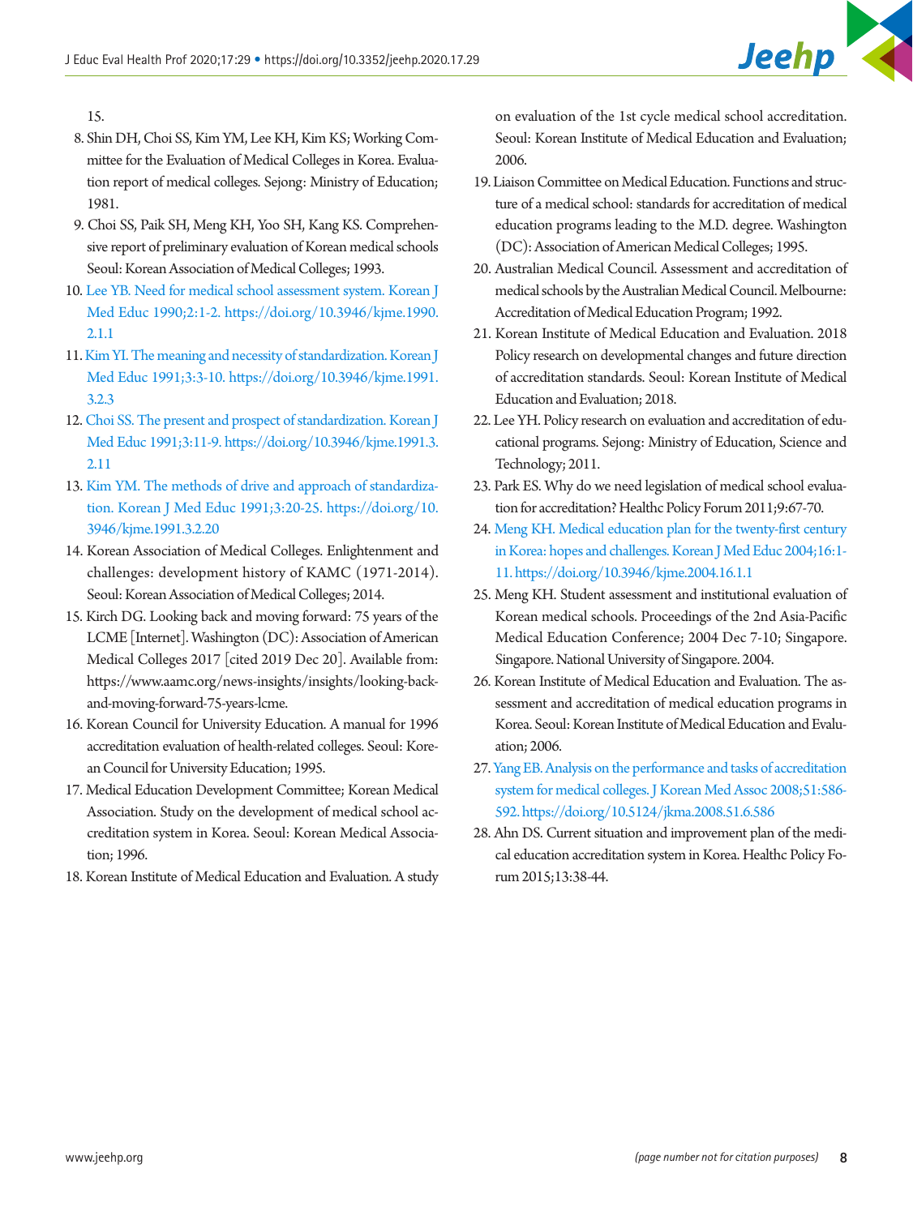15.

8. Shin DH, Choi SS, Kim YM, Lee KH, Kim KS; Working Committee for the Evaluation of Medical Colleges in Korea. Evaluation report of medical colleges. Sejong: Ministry of Education; 1981.
9. Choi SS, Paik SH, Meng KH, Yoo SH, Kang KS. Comprehensive report of preliminary evaluation of Korean medical schools Seoul: Korean Association of Medical Colleges; 1993.
10. Lee YB. Need for medical school assessment system. Korean J Med Educ 1990;2:1-2. https://doi.org/10.3946/kjme.1990.2.1.1
11. Kim YI. The meaning and necessity of standardization. Korean J Med Educ 1991;3:3-10. https://doi.org/10.3946/kjme.1991.3.2.3
12. Choi SS. The present and prospect of standardization. Korean J Med Educ 1991;3:11-9. https://doi.org/10.3946/kjme.1991.3.2.11
13. Kim YM. The methods of drive and approach of standardization. Korean J Med Educ 1991;3:20-25. https://doi.org/10.3946/kjme.1991.3.2.20
14. Korean Association of Medical Colleges. Enlightenment and challenges: development history of KAMC (1971-2014). Seoul: Korean Association of Medical Colleges; 2014.
15. Kirch DG. Looking back and moving forward: 75 years of the LCME [Internet]. Washington (DC): Association of American Medical Colleges 2017 [cited 2019 Dec 20]. Available from: https://www.aamc.org/news-insights/insights/looking-back-and-moving-forward-75-years-lcme.
16. Korean Council for University Education. A manual for 1996 accreditation evaluation of health-related colleges. Seoul: Korean Council for University Education; 1995.
17. Medical Education Development Committee; Korean Medical Association. Study on the development of medical school accreditation system in Korea. Seoul: Korean Medical Association; 1996.
18. Korean Institute of Medical Education and Evaluation. A study on evaluation of the 1st cycle medical school accreditation. Seoul: Korean Institute of Medical Education and Evaluation; 2006.
19. Liaison Committee on Medical Education. Functions and structure of a medical school: standards for accreditation of medical education programs leading to the M.D. degree. Washington (DC): Association of American Medical Colleges; 1995.
20. Australian Medical Council. Assessment and accreditation of medical schools by the Australian Medical Council. Melbourne: Accreditation of Medical Education Program; 1992.
21. Korean Institute of Medical Education and Evaluation. 2018 Policy research on developmental changes and future direction of accreditation standards. Seoul: Korean Institute of Medical Education and Evaluation; 2018.
22. Lee YH. Policy research on evaluation and accreditation of educational programs. Sejong: Ministry of Education, Science and Technology; 2011.
23. Park ES. Why do we need legislation of medical school evaluation for accreditation? Healthc Policy Forum 2011;9:67-70.
24. Meng KH. Medical education plan for the twenty-first century in Korea: hopes and challenges. Korean J Med Educ 2004;16:1-11. https://doi.org/10.3946/kjme.2004.16.1.1
25. Meng KH. Student assessment and institutional evaluation of Korean medical schools. Proceedings of the 2nd Asia-Pacific Medical Education Conference; 2004 Dec 7-10; Singapore. Singapore. National University of Singapore. 2004.
26. Korean Institute of Medical Education and Evaluation. The assessment and accreditation of medical education programs in Korea. Seoul: Korean Institute of Medical Education and Evaluation; 2006.
27. Yang EB. Analysis on the performance and tasks of accreditation system for medical colleges. J Korean Med Assoc 2008;51:586-592. https://doi.org/10.5124/jkma.2008.51.6.586
28. Ahn DS. Current situation and improvement plan of the medical education accreditation system in Korea. Healthc Policy Forum 2015;13:38-44.